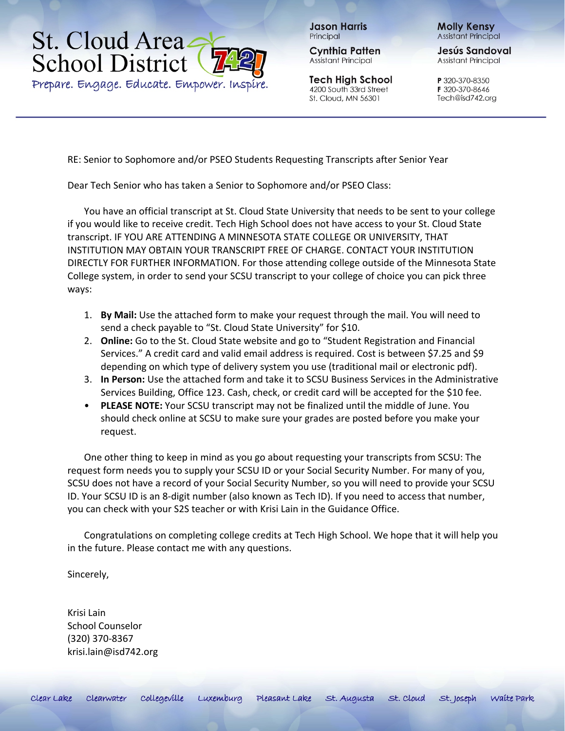St. Cloud Area School District 742!

Prepare. Engage. Educate. Empower. Inspire.

**Jason Harris**
Principal

**Cynthia Patten**
Assistant Principal

**Tech High School**
4200 South 33rd Street
St. Cloud, MN 56301

**Molly Kensy**
Assistant Principal

**Jesús Sandoval**
Assistant Principal

**P** 320-370-8350
**F** 320-370-8646
Tech@isd742.org

---

RE: Senior to Sophomore and/or PSEO Students Requesting Transcripts after Senior Year

Dear Tech Senior who has taken a Senior to Sophomore and/or PSEO Class:

You have an official transcript at St. Cloud State University that needs to be sent to your college if you would like to receive credit. Tech High School does not have access to your St. Cloud State transcript. IF YOU ARE ATTENDING A MINNESOTA STATE COLLEGE OR UNIVERSITY, THAT INSTITUTION MAY OBTAIN YOUR TRANSCRIPT FREE OF CHARGE. CONTACT YOUR INSTITUTION DIRECTLY FOR FURTHER INFORMATION. For those attending college outside of the Minnesota State College system, in order to send your SCSU transcript to your college of choice you can pick three ways:

1. **By Mail:** Use the attached form to make your request through the mail. You will need to send a check payable to "St. Cloud State University" for $10.
2. **Online:** Go to the St. Cloud State website and go to "Student Registration and Financial Services." A credit card and valid email address is required. Cost is between $7.25 and $9 depending on which type of delivery system you use (traditional mail or electronic pdf).
3. **In Person:** Use the attached form and take it to SCSU Business Services in the Administrative Services Building, Office 123. Cash, check, or credit card will be accepted for the $10 fee.

- **PLEASE NOTE:** Your SCSU transcript may not be finalized until the middle of June. You should check online at SCSU to make sure your grades are posted before you make your request.

One other thing to keep in mind as you go about requesting your transcripts from SCSU: The request form needs you to supply your SCSU ID or your Social Security Number. For many of you, SCSU does not have a record of your Social Security Number, so you will need to provide your SCSU ID. Your SCSU ID is an 8-digit number (also known as Tech ID). If you need to access that number, you can check with your S2S teacher or with Krisi Lain in the Guidance Office.

Congratulations on completing college credits at Tech High School. We hope that it will help you in the future. Please contact me with any questions.

Sincerely,

Krisi Lain
School Counselor
(320) 370-8367
krisi.lain@isd742.org

Clear Lake · Clearwater · Collegeville · Luxemburg · Pleasant Lake · St. Augusta · St. Cloud · St. Joseph · Waite Park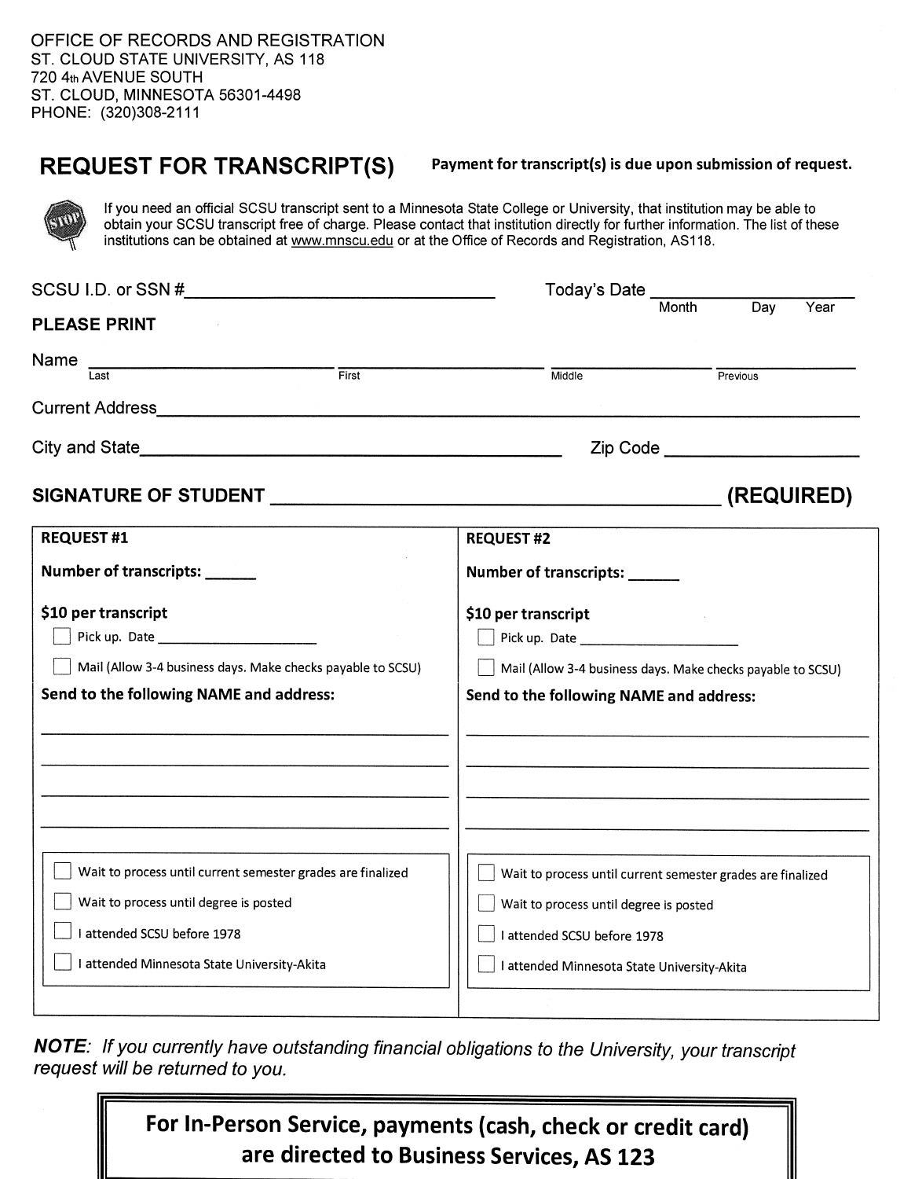OFFICE OF RECORDS AND REGISTRATION
ST. CLOUD STATE UNIVERSITY, AS 118
720 4th AVENUE SOUTH
ST. CLOUD, MINNESOTA 56301-4498
PHONE: (320)308-2111

## REQUEST FOR TRANSCRIPT(S)

**Payment for transcript(s) is due upon submission of request.**

If you need an official SCSU transcript sent to a Minnesota State College or University, that institution may be able to obtain your SCSU transcript free of charge. Please contact that institution directly for further information. The list of these institutions can be obtained at www.mnscu.edu or at the Office of Records and Registration, AS118.

SCSU I.D. or SSN #________________________________ Today's Date ____________________
Month Day Year

**PLEASE PRINT**

Name ______________________ ______________________ ______________ ______________
Last First Middle Previous

Current Address ______________________________________________________________

City and State ____________________________________ Zip Code ____________________

**SIGNATURE OF STUDENT ____________________________________ (REQUIRED)**

| **REQUEST #1** | **REQUEST #2** |
|---|---|
| **Number of transcripts:** ______ | **Number of transcripts:** ______ |
| **$10 per transcript** | **$10 per transcript** |
| ☐ Pick up. Date ____________________ | ☐ Pick up. Date ____________________ |
| ☐ Mail (Allow 3-4 business days. Make checks payable to SCSU) | ☐ Mail (Allow 3-4 business days. Make checks payable to SCSU) |
| **Send to the following NAME and address:** | **Send to the following NAME and address:** |
| ________________________________________ | ________________________________________ |
| ________________________________________ | ________________________________________ |
| ________________________________________ | ________________________________________ |
| ________________________________________ | ________________________________________ |
| ☐ Wait to process until current semester grades are finalized | ☐ Wait to process until current semester grades are finalized |
| ☐ Wait to process until degree is posted | ☐ Wait to process until degree is posted |
| ☐ I attended SCSU before 1978 | ☐ I attended SCSU before 1978 |
| ☐ I attended Minnesota State University-Akita | ☐ I attended Minnesota State University-Akita |

***NOTE**: If you currently have outstanding financial obligations to the University, your transcript request will be returned to you.*

**For In-Person Service, payments (cash, check or credit card) are directed to Business Services, AS 123**